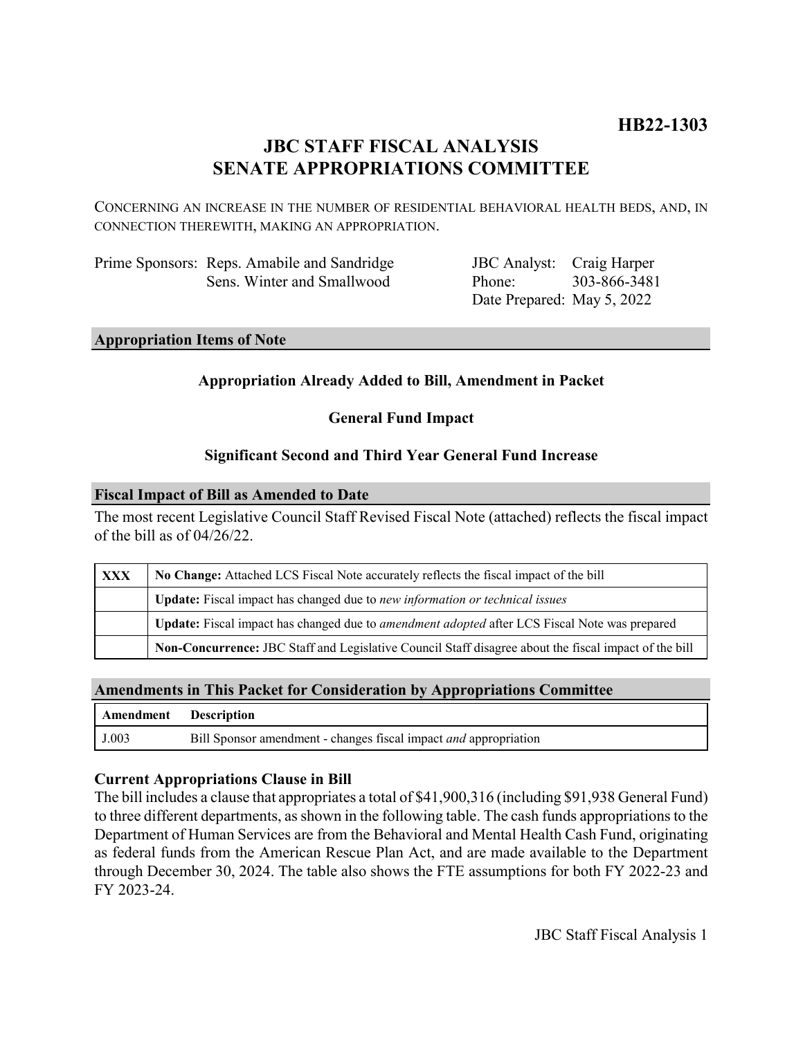**HB22-1303**

# JBC STAFF FISCAL ANALYSIS
# SENATE APPROPRIATIONS COMMITTEE

CONCERNING AN INCREASE IN THE NUMBER OF RESIDENTIAL BEHAVIORAL HEALTH BEDS, AND, IN CONNECTION THEREWITH, MAKING AN APPROPRIATION.

Prime Sponsors: Reps. Amabile and Sandridge
Sens. Winter and Smallwood

JBC Analyst: Craig Harper
Phone: 303-866-3481
Date Prepared: May 5, 2022

## Appropriation Items of Note

**Appropriation Already Added to Bill, Amendment in Packet**

**General Fund Impact**

**Significant Second and Third Year General Fund Increase**

## Fiscal Impact of Bill as Amended to Date

The most recent Legislative Council Staff Revised Fiscal Note (attached) reflects the fiscal impact of the bill as of 04/26/22.

| | |
|---|---|
| XXX | **No Change:** Attached LCS Fiscal Note accurately reflects the fiscal impact of the bill |
| | **Update:** Fiscal impact has changed due to *new information or technical issues* |
| | **Update:** Fiscal impact has changed due to *amendment adopted* after LCS Fiscal Note was prepared |
| | **Non-Concurrence:** JBC Staff and Legislative Council Staff disagree about the fiscal impact of the bill |

## Amendments in This Packet for Consideration by Appropriations Committee

| Amendment | Description |
|---|---|
| J.003 | Bill Sponsor amendment - changes fiscal impact *and* appropriation |

### Current Appropriations Clause in Bill

The bill includes a clause that appropriates a total of $41,900,316 (including $91,938 General Fund) to three different departments, as shown in the following table. The cash funds appropriations to the Department of Human Services are from the Behavioral and Mental Health Cash Fund, originating as federal funds from the American Rescue Plan Act, and are made available to the Department through December 30, 2024. The table also shows the FTE assumptions for both FY 2022-23 and FY 2023-24.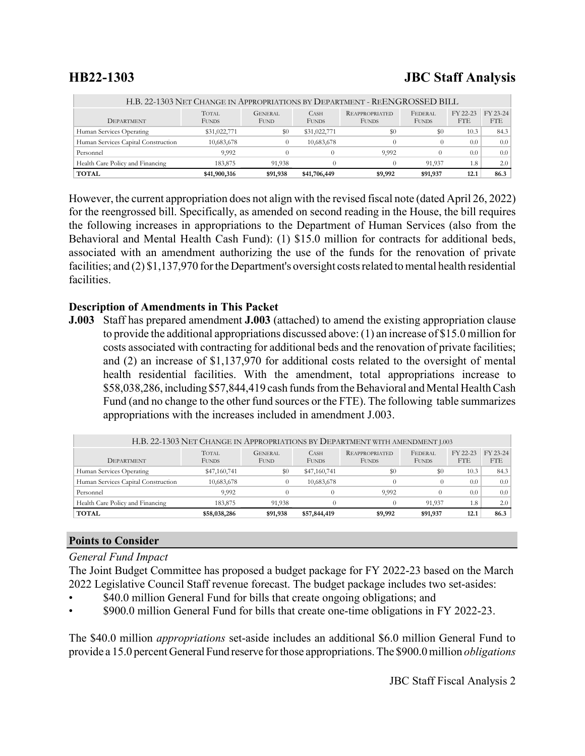| H.B. 22-1303 NET CHANGE IN APPROPRIATIONS BY DEPARTMENT - REENGROSSED BILL | | | | | | | |
|---|---|---|---|---|---|---|---|
| DEPARTMENT | TOTAL FUNDS | GENERAL FUND | CASH FUNDS | REAPPROPRIATED FUNDS | FEDERAL FUNDS | FY 22-23 FTE | FY 23-24 FTE |
| Human Services Operating | $31,022,771 | $0 | $31,022,771 | $0 | $0 | 10.3 | 84.3 |
| Human Services Capital Construction | 10,683,678 | 0 | 10,683,678 | 0 | 0 | 0.0 | 0.0 |
| Personnel | 9,992 | 0 | 0 | 9,992 | 0 | 0.0 | 0.0 |
| Health Care Policy and Financing | 183,875 | 91,938 | 0 | 0 | 91,937 | 1.8 | 2.0 |
| **TOTAL** | **$41,900,316** | **$91,938** | **$41,706,449** | **$9,992** | **$91,937** | **12.1** | **86.3** |

However, the current appropriation does not align with the revised fiscal note (dated April 26, 2022) for the reengrossed bill. Specifically, as amended on second reading in the House, the bill requires the following increases in appropriations to the Department of Human Services (also from the Behavioral and Mental Health Cash Fund): (1) $15.0 million for contracts for additional beds, associated with an amendment authorizing the use of the funds for the renovation of private facilities; and (2) $1,137,970 for the Department's oversight costs related to mental health residential facilities.

### Description of Amendments in This Packet

**J.003** Staff has prepared amendment **J.003** (attached) to amend the existing appropriation clause to provide the additional appropriations discussed above: (1) an increase of $15.0 million for costs associated with contracting for additional beds and the renovation of private facilities; and (2) an increase of $1,137,970 for additional costs related to the oversight of mental health residential facilities. With the amendment, total appropriations increase to $58,038,286, including $57,844,419 cash funds from the Behavioral and Mental Health Cash Fund (and no change to the other fund sources or the FTE). The following table summarizes appropriations with the increases included in amendment J.003.

| H.B. 22-1303 NET CHANGE IN APPROPRIATIONS BY DEPARTMENT WITH AMENDMENT J.003 | | | | | | | |
|---|---|---|---|---|---|---|---|
| DEPARTMENT | TOTAL FUNDS | GENERAL FUND | CASH FUNDS | REAPPROPRIATED FUNDS | FEDERAL FUNDS | FY 22-23 FTE | FY 23-24 FTE |
| Human Services Operating | $47,160,741 | $0 | $47,160,741 | $0 | $0 | 10.3 | 84.3 |
| Human Services Capital Construction | 10,683,678 | 0 | 10,683,678 | 0 | 0 | 0.0 | 0.0 |
| Personnel | 9,992 | 0 | 0 | 9,992 | 0 | 0.0 | 0.0 |
| Health Care Policy and Financing | 183,875 | 91,938 | 0 | 0 | 91,937 | 1.8 | 2.0 |
| **TOTAL** | **$58,038,286** | **$91,938** | **$57,844,419** | **$9,992** | **$91,937** | **12.1** | **86.3** |

## Points to Consider

*General Fund Impact*

The Joint Budget Committee has proposed a budget package for FY 2022-23 based on the March 2022 Legislative Council Staff revenue forecast. The budget package includes two set-asides:

- $40.0 million General Fund for bills that create ongoing obligations; and
- $900.0 million General Fund for bills that create one-time obligations in FY 2022-23.

The $40.0 million *appropriations* set-aside includes an additional $6.0 million General Fund to provide a 15.0 percent General Fund reserve for those appropriations. The $900.0 million *obligations*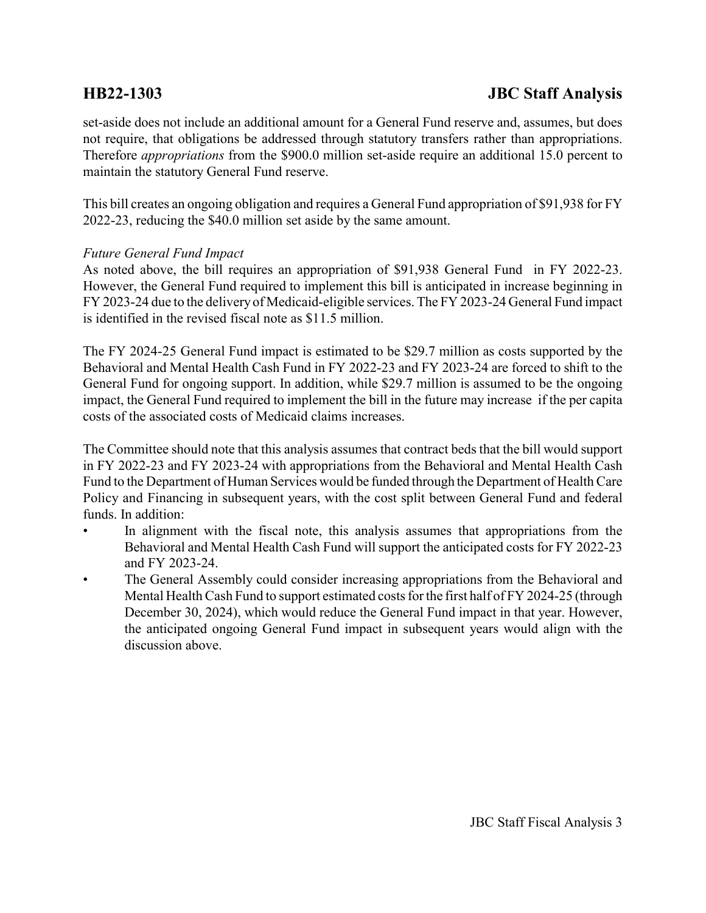set-aside does not include an additional amount for a General Fund reserve and, assumes, but does not require, that obligations be addressed through statutory transfers rather than appropriations. Therefore *appropriations* from the $900.0 million set-aside require an additional 15.0 percent to maintain the statutory General Fund reserve.

This bill creates an ongoing obligation and requires a General Fund appropriation of $91,938 for FY 2022-23, reducing the $40.0 million set aside by the same amount.

*Future General Fund Impact*

As noted above, the bill requires an appropriation of $91,938 General Fund in FY 2022-23. However, the General Fund required to implement this bill is anticipated in increase beginning in FY 2023-24 due to the delivery of Medicaid-eligible services. The FY 2023-24 General Fund impact is identified in the revised fiscal note as $11.5 million.

The FY 2024-25 General Fund impact is estimated to be $29.7 million as costs supported by the Behavioral and Mental Health Cash Fund in FY 2022-23 and FY 2023-24 are forced to shift to the General Fund for ongoing support. In addition, while $29.7 million is assumed to be the ongoing impact, the General Fund required to implement the bill in the future may increase if the per capita costs of the associated costs of Medicaid claims increases.

The Committee should note that this analysis assumes that contract beds that the bill would support in FY 2022-23 and FY 2023-24 with appropriations from the Behavioral and Mental Health Cash Fund to the Department of Human Services would be funded through the Department of Health Care Policy and Financing in subsequent years, with the cost split between General Fund and federal funds. In addition:

- In alignment with the fiscal note, this analysis assumes that appropriations from the Behavioral and Mental Health Cash Fund will support the anticipated costs for FY 2022-23 and FY 2023-24.
- The General Assembly could consider increasing appropriations from the Behavioral and Mental Health Cash Fund to support estimated costs for the first half of FY 2024-25 (through December 30, 2024), which would reduce the General Fund impact in that year. However, the anticipated ongoing General Fund impact in subsequent years would align with the discussion above.